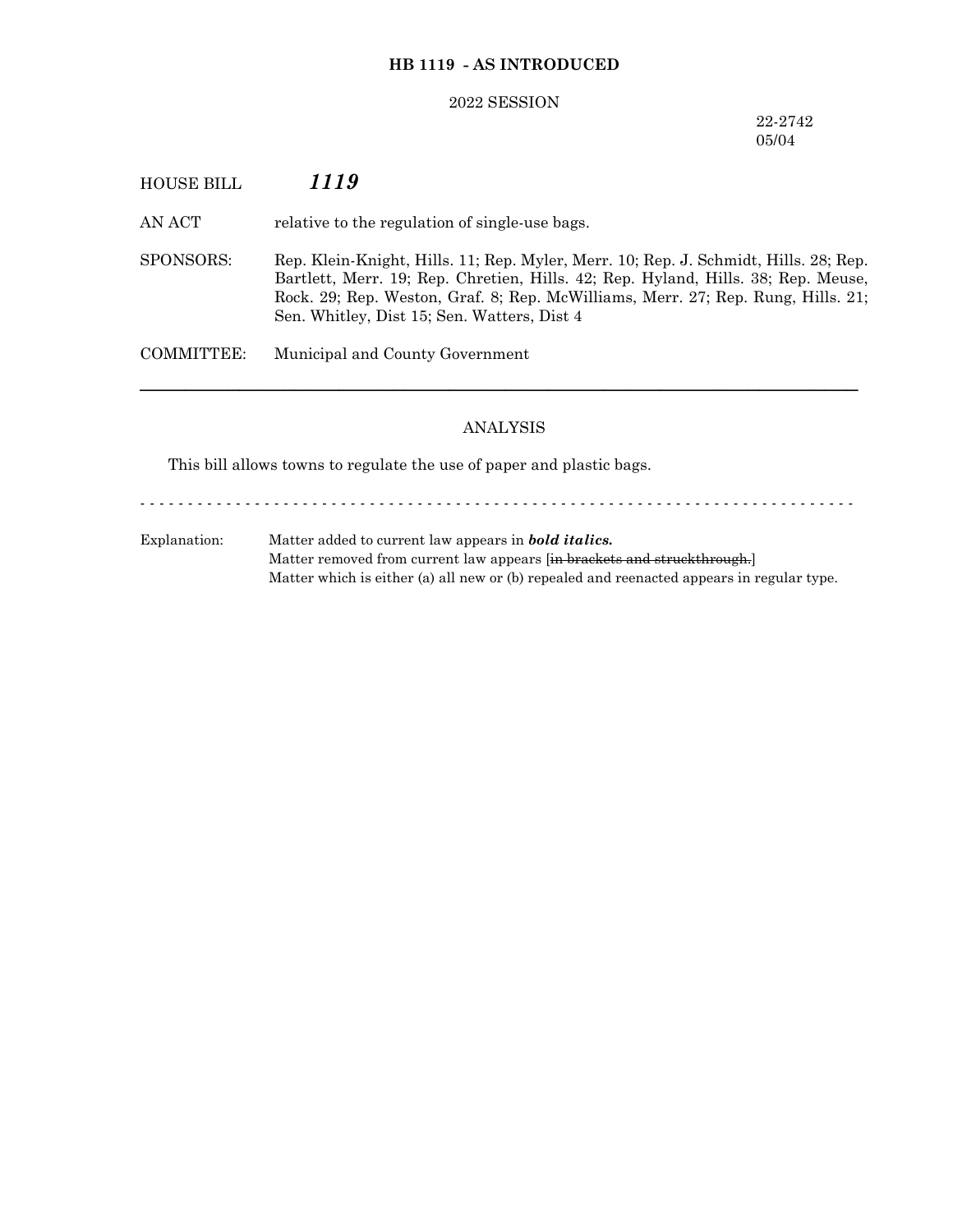**HB 1119 - AS INTRODUCED**

2022 SESSION

22-2742
05/04

HOUSE BILL ***1119***

AN ACT relative to the regulation of single-use bags.

SPONSORS: Rep. Klein-Knight, Hills. 11; Rep. Myler, Merr. 10; Rep. J. Schmidt, Hills. 28; Rep. Bartlett, Merr. 19; Rep. Chretien, Hills. 42; Rep. Hyland, Hills. 38; Rep. Meuse, Rock. 29; Rep. Weston, Graf. 8; Rep. McWilliams, Merr. 27; Rep. Rung, Hills. 21; Sen. Whitley, Dist 15; Sen. Watters, Dist 4

COMMITTEE: Municipal and County Government

---

ANALYSIS

This bill allows towns to regulate the use of paper and plastic bags.

- - - - - - - - - - - - - - - - - - - - - - - - - - - - - - - - - - - - - - - - - - - - - - - - - - - - - - - - - - - - - - - - - - - - - - - - - - -

Explanation: Matter added to current law appears in ***bold italics.***
Matter removed from current law appears [~~in brackets and struckthrough.~~]
Matter which is either (a) all new or (b) repealed and reenacted appears in regular type.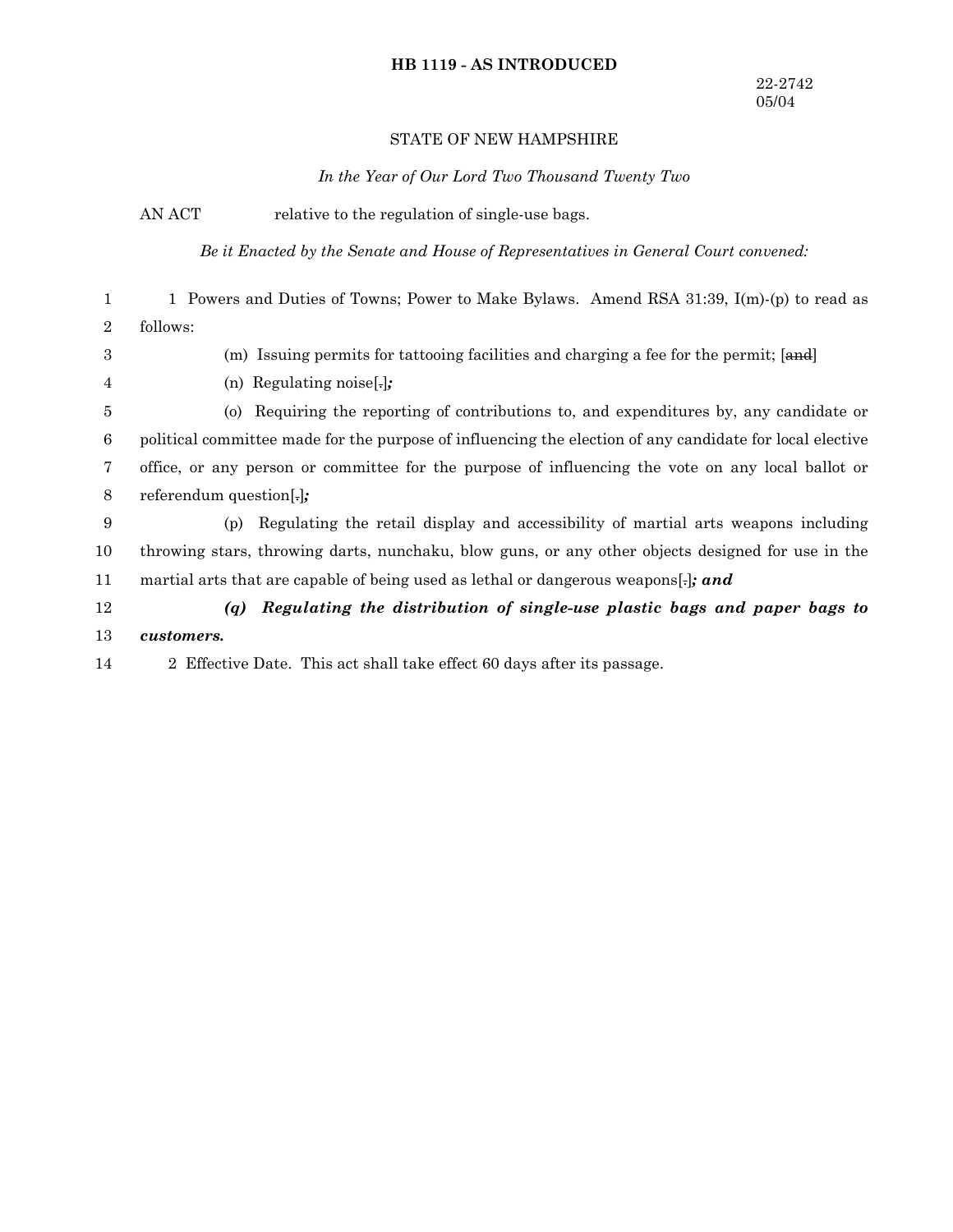**HB 1119 - AS INTRODUCED**

22-2742
05/04

STATE OF NEW HAMPSHIRE

*In the Year of Our Lord Two Thousand Twenty Two*

AN ACT relative to the regulation of single-use bags.

*Be it Enacted by the Senate and House of Representatives in General Court convened:*

1 Powers and Duties of Towns; Power to Make Bylaws. Amend RSA 31:39, I(m)-(p) to read as follows:

(m) Issuing permits for tattooing facilities and charging a fee for the permit; [~~and~~]

(n) Regulating noise[~~.~~]***;***

(o) Requiring the reporting of contributions to, and expenditures by, any candidate or political committee made for the purpose of influencing the election of any candidate for local elective office, or any person or committee for the purpose of influencing the vote on any local ballot or referendum question[~~.~~]***;***

(p) Regulating the retail display and accessibility of martial arts weapons including throwing stars, throwing darts, nunchaku, blow guns, or any other objects designed for use in the martial arts that are capable of being used as lethal or dangerous weapons[~~.~~]***; and***

***(q) Regulating the distribution of single-use plastic bags and paper bags to customers.***

2 Effective Date. This act shall take effect 60 days after its passage.